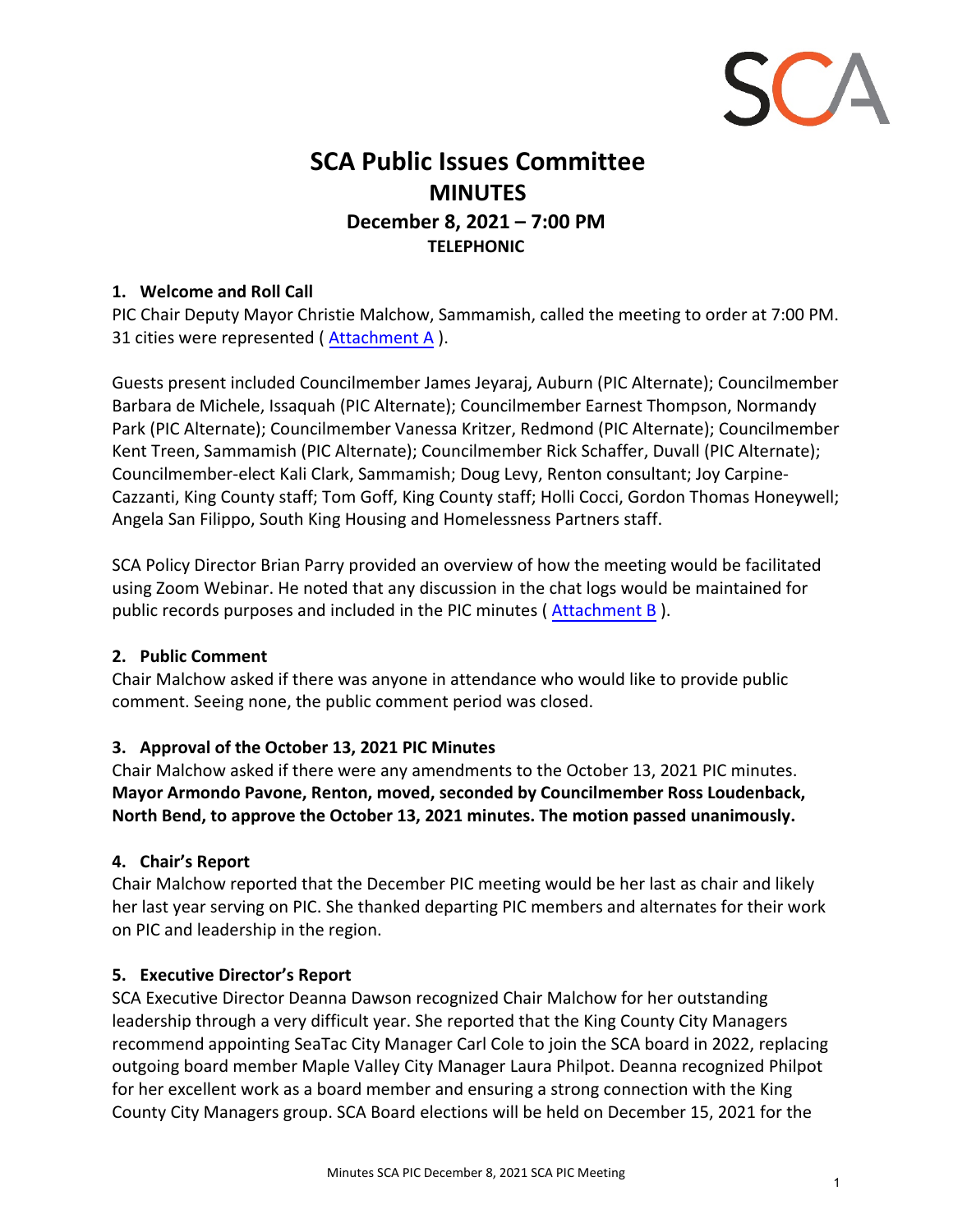# SCA Public Issues Committee
## MINUTES
### December 8, 2021 – 7:00 PM
#### TELEPHONIC

**1. Welcome and Roll Call**

PIC Chair Deputy Mayor Christie Malchow, Sammamish, called the meeting to order at 7:00 PM. 31 cities were represented ( Attachment A ).

Guests present included Councilmember James Jeyaraj, Auburn (PIC Alternate); Councilmember Barbara de Michele, Issaquah (PIC Alternate); Councilmember Earnest Thompson, Normandy Park (PIC Alternate); Councilmember Vanessa Kritzer, Redmond (PIC Alternate); Councilmember Kent Treen, Sammamish (PIC Alternate); Councilmember Rick Schaffer, Duvall (PIC Alternate); Councilmember-elect Kali Clark, Sammamish; Doug Levy, Renton consultant; Joy Carpine-Cazzanti, King County staff; Tom Goff, King County staff; Holli Cocci, Gordon Thomas Honeywell; Angela San Filippo, South King Housing and Homelessness Partners staff.

SCA Policy Director Brian Parry provided an overview of how the meeting would be facilitated using Zoom Webinar. He noted that any discussion in the chat logs would be maintained for public records purposes and included in the PIC minutes ( Attachment B ).

**2. Public Comment**

Chair Malchow asked if there was anyone in attendance who would like to provide public comment. Seeing none, the public comment period was closed.

**3. Approval of the October 13, 2021 PIC Minutes**

Chair Malchow asked if there were any amendments to the October 13, 2021 PIC minutes. **Mayor Armondo Pavone, Renton, moved, seconded by Councilmember Ross Loudenback, North Bend, to approve the October 13, 2021 minutes. The motion passed unanimously.**

**4. Chair's Report**

Chair Malchow reported that the December PIC meeting would be her last as chair and likely her last year serving on PIC. She thanked departing PIC members and alternates for their work on PIC and leadership in the region.

**5. Executive Director's Report**

SCA Executive Director Deanna Dawson recognized Chair Malchow for her outstanding leadership through a very difficult year. She reported that the King County City Managers recommend appointing SeaTac City Manager Carl Cole to join the SCA board in 2022, replacing outgoing board member Maple Valley City Manager Laura Philpot. Deanna recognized Philpot for her excellent work as a board member and ensuring a strong connection with the King County City Managers group. SCA Board elections will be held on December 15, 2021 for the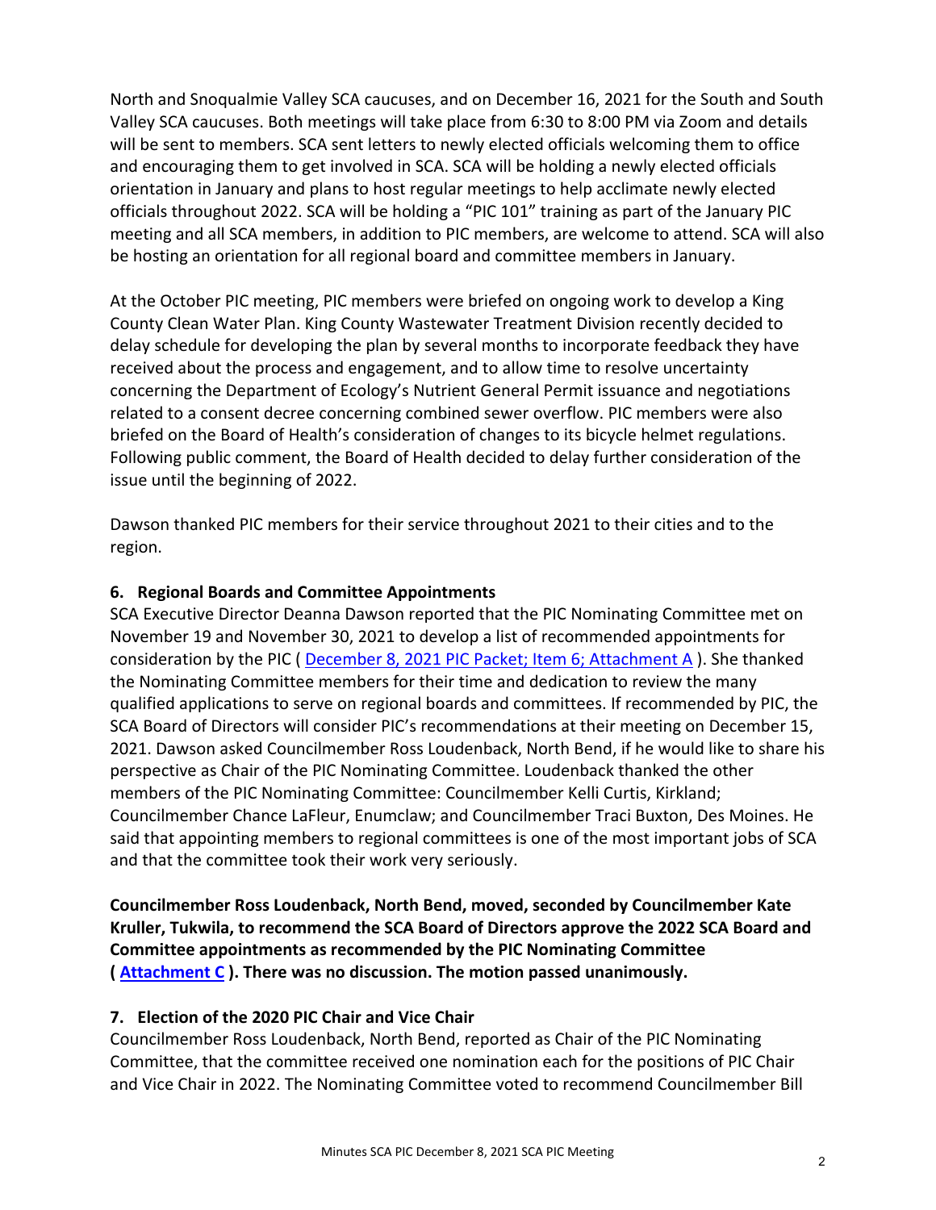North and Snoqualmie Valley SCA caucuses, and on December 16, 2021 for the South and South Valley SCA caucuses. Both meetings will take place from 6:30 to 8:00 PM via Zoom and details will be sent to members. SCA sent letters to newly elected officials welcoming them to office and encouraging them to get involved in SCA. SCA will be holding a newly elected officials orientation in January and plans to host regular meetings to help acclimate newly elected officials throughout 2022. SCA will be holding a "PIC 101" training as part of the January PIC meeting and all SCA members, in addition to PIC members, are welcome to attend. SCA will also be hosting an orientation for all regional board and committee members in January.

At the October PIC meeting, PIC members were briefed on ongoing work to develop a King County Clean Water Plan. King County Wastewater Treatment Division recently decided to delay schedule for developing the plan by several months to incorporate feedback they have received about the process and engagement, and to allow time to resolve uncertainty concerning the Department of Ecology's Nutrient General Permit issuance and negotiations related to a consent decree concerning combined sewer overflow. PIC members were also briefed on the Board of Health's consideration of changes to its bicycle helmet regulations. Following public comment, the Board of Health decided to delay further consideration of the issue until the beginning of 2022.

Dawson thanked PIC members for their service throughout 2021 to their cities and to the region.

### 6. Regional Boards and Committee Appointments

SCA Executive Director Deanna Dawson reported that the PIC Nominating Committee met on November 19 and November 30, 2021 to develop a list of recommended appointments for consideration by the PIC ( December 8, 2021 PIC Packet; Item 6; Attachment A ). She thanked the Nominating Committee members for their time and dedication to review the many qualified applications to serve on regional boards and committees. If recommended by PIC, the SCA Board of Directors will consider PIC's recommendations at their meeting on December 15, 2021. Dawson asked Councilmember Ross Loudenback, North Bend, if he would like to share his perspective as Chair of the PIC Nominating Committee. Loudenback thanked the other members of the PIC Nominating Committee: Councilmember Kelli Curtis, Kirkland; Councilmember Chance LaFleur, Enumclaw; and Councilmember Traci Buxton, Des Moines. He said that appointing members to regional committees is one of the most important jobs of SCA and that the committee took their work very seriously.

**Councilmember Ross Loudenback, North Bend, moved, seconded by Councilmember Kate Kruller, Tukwila, to recommend the SCA Board of Directors approve the 2022 SCA Board and Committee appointments as recommended by the PIC Nominating Committee ( Attachment C ). There was no discussion. The motion passed unanimously.**

### 7. Election of the 2020 PIC Chair and Vice Chair

Councilmember Ross Loudenback, North Bend, reported as Chair of the PIC Nominating Committee, that the committee received one nomination each for the positions of PIC Chair and Vice Chair in 2022. The Nominating Committee voted to recommend Councilmember Bill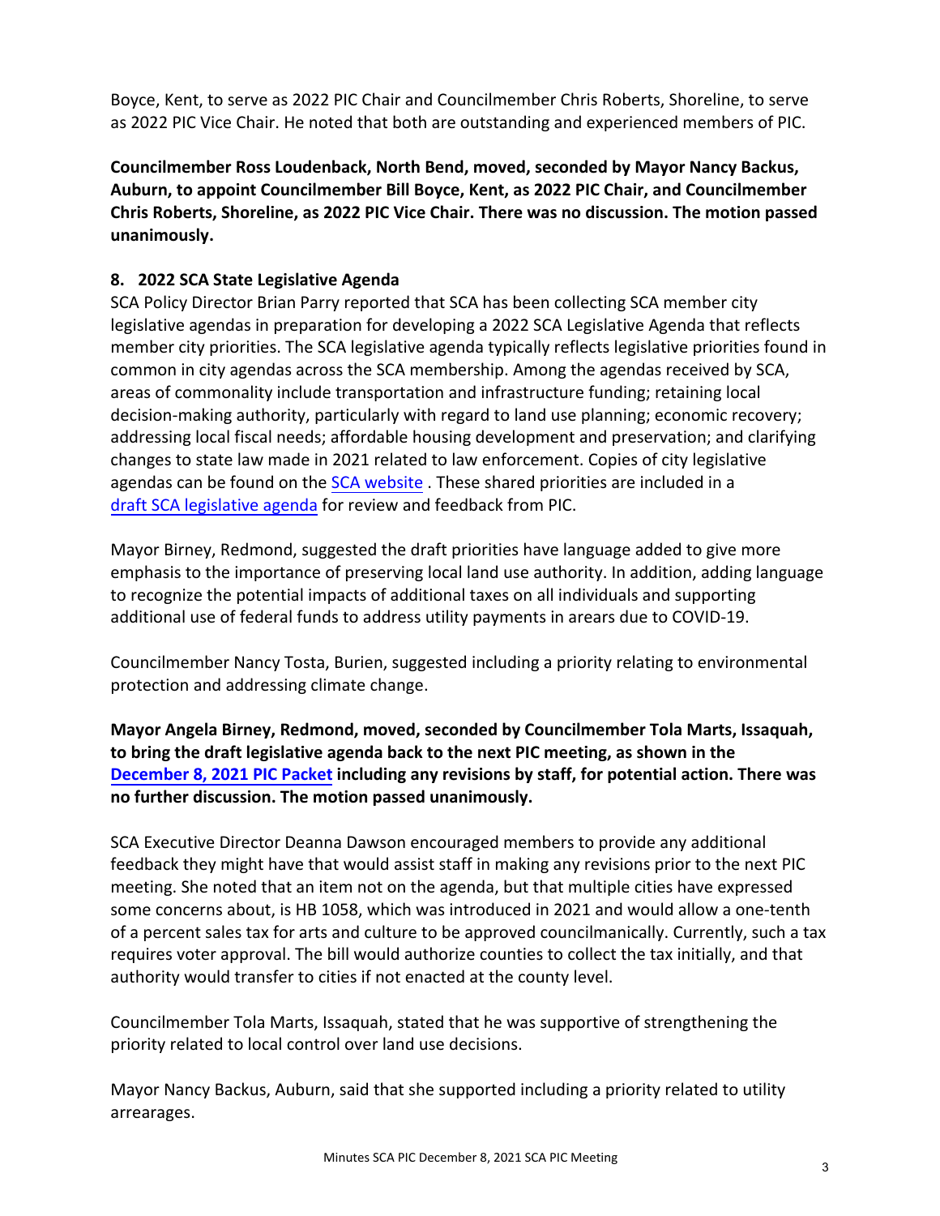Boyce, Kent, to serve as 2022 PIC Chair and Councilmember Chris Roberts, Shoreline, to serve as 2022 PIC Vice Chair. He noted that both are outstanding and experienced members of PIC.

**Councilmember Ross Loudenback, North Bend, moved, seconded by Mayor Nancy Backus, Auburn, to appoint Councilmember Bill Boyce, Kent, as 2022 PIC Chair, and Councilmember Chris Roberts, Shoreline, as 2022 PIC Vice Chair. There was no discussion. The motion passed unanimously.**

### 8. 2022 SCA State Legislative Agenda

SCA Policy Director Brian Parry reported that SCA has been collecting SCA member city legislative agendas in preparation for developing a 2022 SCA Legislative Agenda that reflects member city priorities. The SCA legislative agenda typically reflects legislative priorities found in common in city agendas across the SCA membership. Among the agendas received by SCA, areas of commonality include transportation and infrastructure funding; retaining local decision-making authority, particularly with regard to land use planning; economic recovery; addressing local fiscal needs; affordable housing development and preservation; and clarifying changes to state law made in 2021 related to law enforcement. Copies of city legislative agendas can be found on the SCA website . These shared priorities are included in a draft SCA legislative agenda for review and feedback from PIC.

Mayor Birney, Redmond, suggested the draft priorities have language added to give more emphasis to the importance of preserving local land use authority. In addition, adding language to recognize the potential impacts of additional taxes on all individuals and supporting additional use of federal funds to address utility payments in arears due to COVID-19.

Councilmember Nancy Tosta, Burien, suggested including a priority relating to environmental protection and addressing climate change.

**Mayor Angela Birney, Redmond, moved, seconded by Councilmember Tola Marts, Issaquah, to bring the draft legislative agenda back to the next PIC meeting, as shown in the December 8, 2021 PIC Packet including any revisions by staff, for potential action. There was no further discussion. The motion passed unanimously.**

SCA Executive Director Deanna Dawson encouraged members to provide any additional feedback they might have that would assist staff in making any revisions prior to the next PIC meeting. She noted that an item not on the agenda, but that multiple cities have expressed some concerns about, is HB 1058, which was introduced in 2021 and would allow a one-tenth of a percent sales tax for arts and culture to be approved councilmanically. Currently, such a tax requires voter approval. The bill would authorize counties to collect the tax initially, and that authority would transfer to cities if not enacted at the county level.

Councilmember Tola Marts, Issaquah, stated that he was supportive of strengthening the priority related to local control over land use decisions.

Mayor Nancy Backus, Auburn, said that she supported including a priority related to utility arrearages.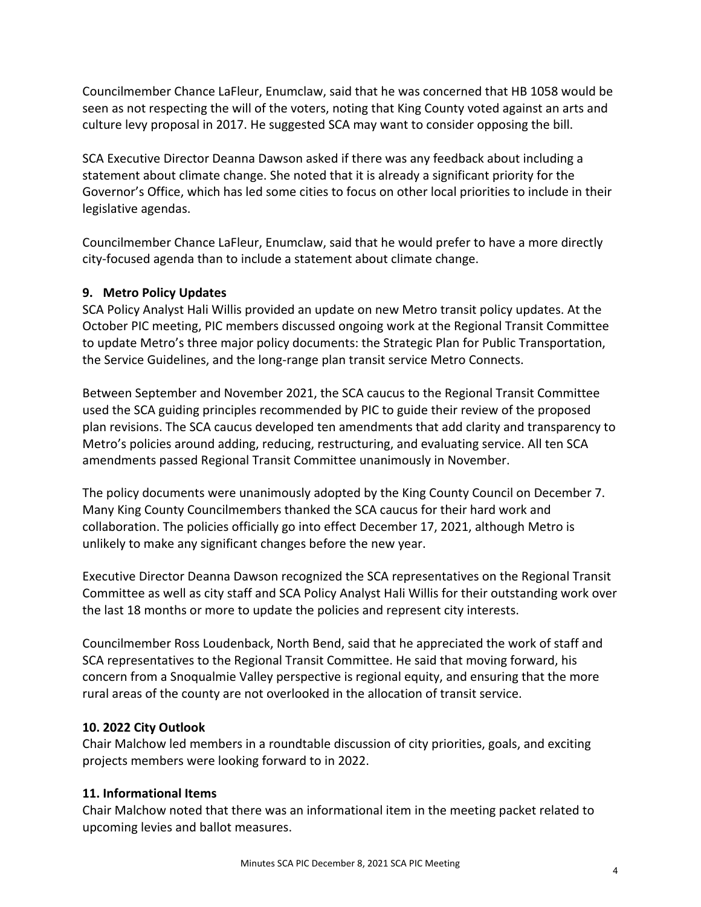Councilmember Chance LaFleur, Enumclaw, said that he was concerned that HB 1058 would be seen as not respecting the will of the voters, noting that King County voted against an arts and culture levy proposal in 2017. He suggested SCA may want to consider opposing the bill.

SCA Executive Director Deanna Dawson asked if there was any feedback about including a statement about climate change. She noted that it is already a significant priority for the Governor's Office, which has led some cities to focus on other local priorities to include in their legislative agendas.

Councilmember Chance LaFleur, Enumclaw, said that he would prefer to have a more directly city-focused agenda than to include a statement about climate change.

**9. Metro Policy Updates**

SCA Policy Analyst Hali Willis provided an update on new Metro transit policy updates. At the October PIC meeting, PIC members discussed ongoing work at the Regional Transit Committee to update Metro's three major policy documents: the Strategic Plan for Public Transportation, the Service Guidelines, and the long-range plan transit service Metro Connects.

Between September and November 2021, the SCA caucus to the Regional Transit Committee used the SCA guiding principles recommended by PIC to guide their review of the proposed plan revisions. The SCA caucus developed ten amendments that add clarity and transparency to Metro's policies around adding, reducing, restructuring, and evaluating service. All ten SCA amendments passed Regional Transit Committee unanimously in November.

The policy documents were unanimously adopted by the King County Council on December 7. Many King County Councilmembers thanked the SCA caucus for their hard work and collaboration. The policies officially go into effect December 17, 2021, although Metro is unlikely to make any significant changes before the new year.

Executive Director Deanna Dawson recognized the SCA representatives on the Regional Transit Committee as well as city staff and SCA Policy Analyst Hali Willis for their outstanding work over the last 18 months or more to update the policies and represent city interests.

Councilmember Ross Loudenback, North Bend, said that he appreciated the work of staff and SCA representatives to the Regional Transit Committee. He said that moving forward, his concern from a Snoqualmie Valley perspective is regional equity, and ensuring that the more rural areas of the county are not overlooked in the allocation of transit service.

**10. 2022 City Outlook**

Chair Malchow led members in a roundtable discussion of city priorities, goals, and exciting projects members were looking forward to in 2022.

**11. Informational Items**

Chair Malchow noted that there was an informational item in the meeting packet related to upcoming levies and ballot measures.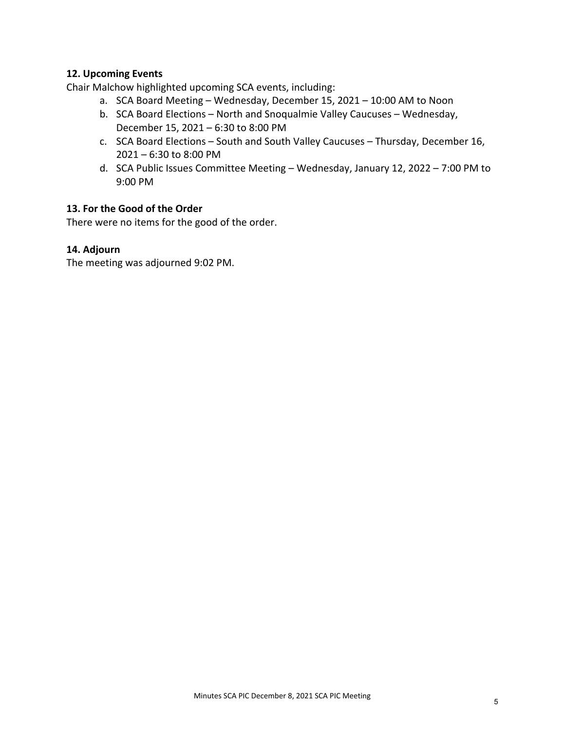**12. Upcoming Events**

Chair Malchow highlighted upcoming SCA events, including:

a. SCA Board Meeting – Wednesday, December 15, 2021 – 10:00 AM to Noon
b. SCA Board Elections – North and Snoqualmie Valley Caucuses – Wednesday, December 15, 2021 – 6:30 to 8:00 PM
c. SCA Board Elections – South and South Valley Caucuses – Thursday, December 16, 2021 – 6:30 to 8:00 PM
d. SCA Public Issues Committee Meeting – Wednesday, January 12, 2022 – 7:00 PM to 9:00 PM

**13. For the Good of the Order**

There were no items for the good of the order.

**14. Adjourn**

The meeting was adjourned 9:02 PM.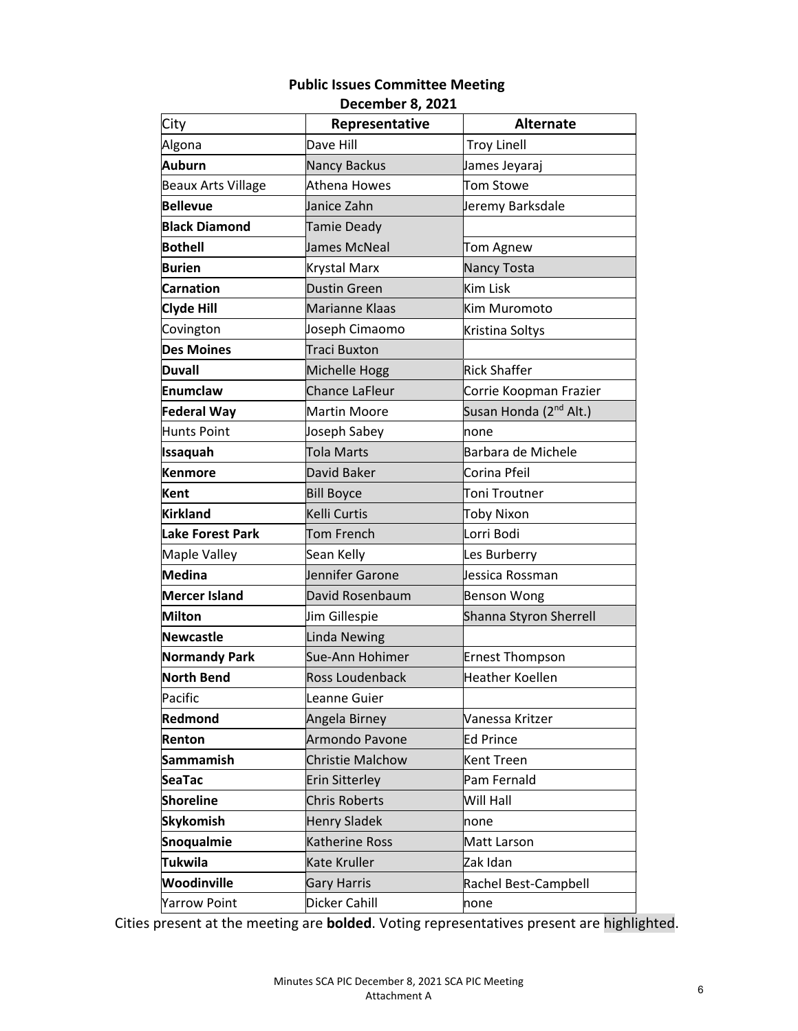**Public Issues Committee Meeting**
**December 8, 2021**

| City | Representative | Alternate |
|---|---|---|
| Algona | Dave Hill | Troy Linell |
| **Auburn** | Nancy Backus | James Jeyaraj |
| Beaux Arts Village | Athena Howes | Tom Stowe |
| **Bellevue** | Janice Zahn | Jeremy Barksdale |
| **Black Diamond** | Tamie Deady | |
| **Bothell** | James McNeal | Tom Agnew |
| **Burien** | Krystal Marx | Nancy Tosta |
| **Carnation** | Dustin Green | Kim Lisk |
| **Clyde Hill** | Marianne Klaas | Kim Muromoto |
| Covington | Joseph Cimaomo | Kristina Soltys |
| **Des Moines** | Traci Buxton | |
| **Duvall** | Michelle Hogg | Rick Shaffer |
| **Enumclaw** | Chance LaFleur | Corrie Koopman Frazier |
| **Federal Way** | Martin Moore | Susan Honda (2nd Alt.) |
| Hunts Point | Joseph Sabey | none |
| **Issaquah** | Tola Marts | Barbara de Michele |
| **Kenmore** | David Baker | Corina Pfeil |
| **Kent** | Bill Boyce | Toni Troutner |
| **Kirkland** | Kelli Curtis | Toby Nixon |
| **Lake Forest Park** | Tom French | Lorri Bodi |
| Maple Valley | Sean Kelly | Les Burberry |
| **Medina** | Jennifer Garone | Jessica Rossman |
| **Mercer Island** | David Rosenbaum | Benson Wong |
| **Milton** | Jim Gillespie | Shanna Styron Sherrell |
| **Newcastle** | Linda Newing | |
| **Normandy Park** | Sue-Ann Hohimer | Ernest Thompson |
| **North Bend** | Ross Loudenback | Heather Koellen |
| Pacific | Leanne Guier | |
| **Redmond** | Angela Birney | Vanessa Kritzer |
| **Renton** | Armondo Pavone | Ed Prince |
| **Sammamish** | Christie Malchow | Kent Treen |
| **SeaTac** | Erin Sitterley | Pam Fernald |
| **Shoreline** | Chris Roberts | Will Hall |
| **Skykomish** | Henry Sladek | none |
| **Snoqualmie** | Katherine Ross | Matt Larson |
| **Tukwila** | Kate Kruller | Zak Idan |
| **Woodinville** | Gary Harris | Rachel Best-Campbell |
| Yarrow Point | Dicker Cahill | none |

Cities present at the meeting are **bolded**. Voting representatives present are highlighted.

Minutes SCA PIC December 8, 2021 SCA PIC Meeting
Attachment A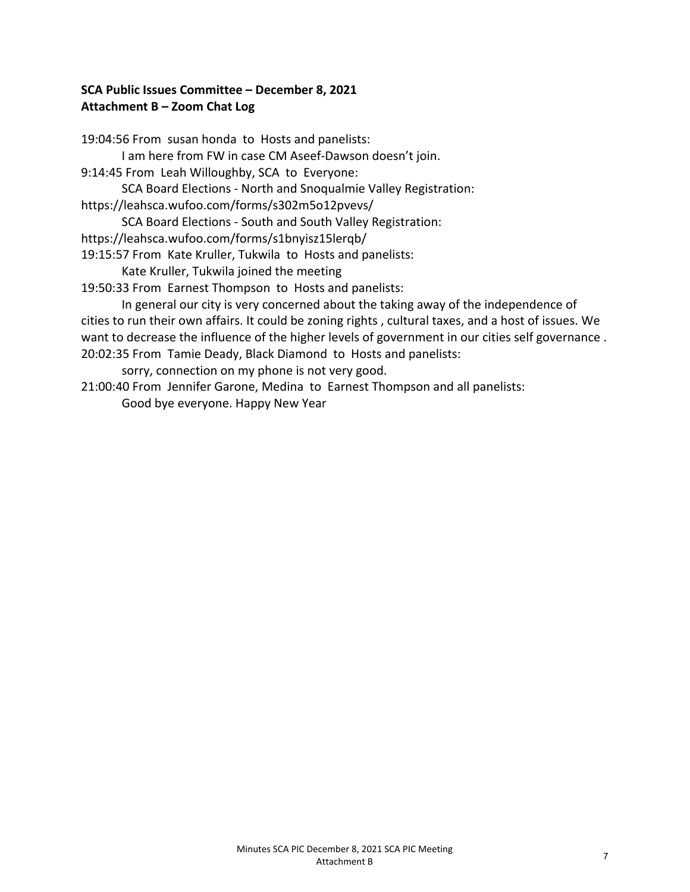**SCA Public Issues Committee – December 8, 2021**
**Attachment B – Zoom Chat Log**

19:04:56 From susan honda to Hosts and panelists:
I am here from FW in case CM Aseef-Dawson doesn't join.

9:14:45 From Leah Willoughby, SCA to Everyone:
SCA Board Elections - North and Snoqualmie Valley Registration:
https://leahsca.wufoo.com/forms/s302m5o12pvevs/
SCA Board Elections - South and South Valley Registration:
https://leahsca.wufoo.com/forms/s1bnyisz15lerqb/

19:15:57 From Kate Kruller, Tukwila to Hosts and panelists:
Kate Kruller, Tukwila joined the meeting

19:50:33 From Earnest Thompson to Hosts and panelists:
In general our city is very concerned about the taking away of the independence of cities to run their own affairs. It could be zoning rights , cultural taxes, and a host of issues. We want to decrease the influence of the higher levels of government in our cities self governance .

20:02:35 From Tamie Deady, Black Diamond to Hosts and panelists:
sorry, connection on my phone is not very good.

21:00:40 From Jennifer Garone, Medina to Earnest Thompson and all panelists:
Good bye everyone. Happy New Year